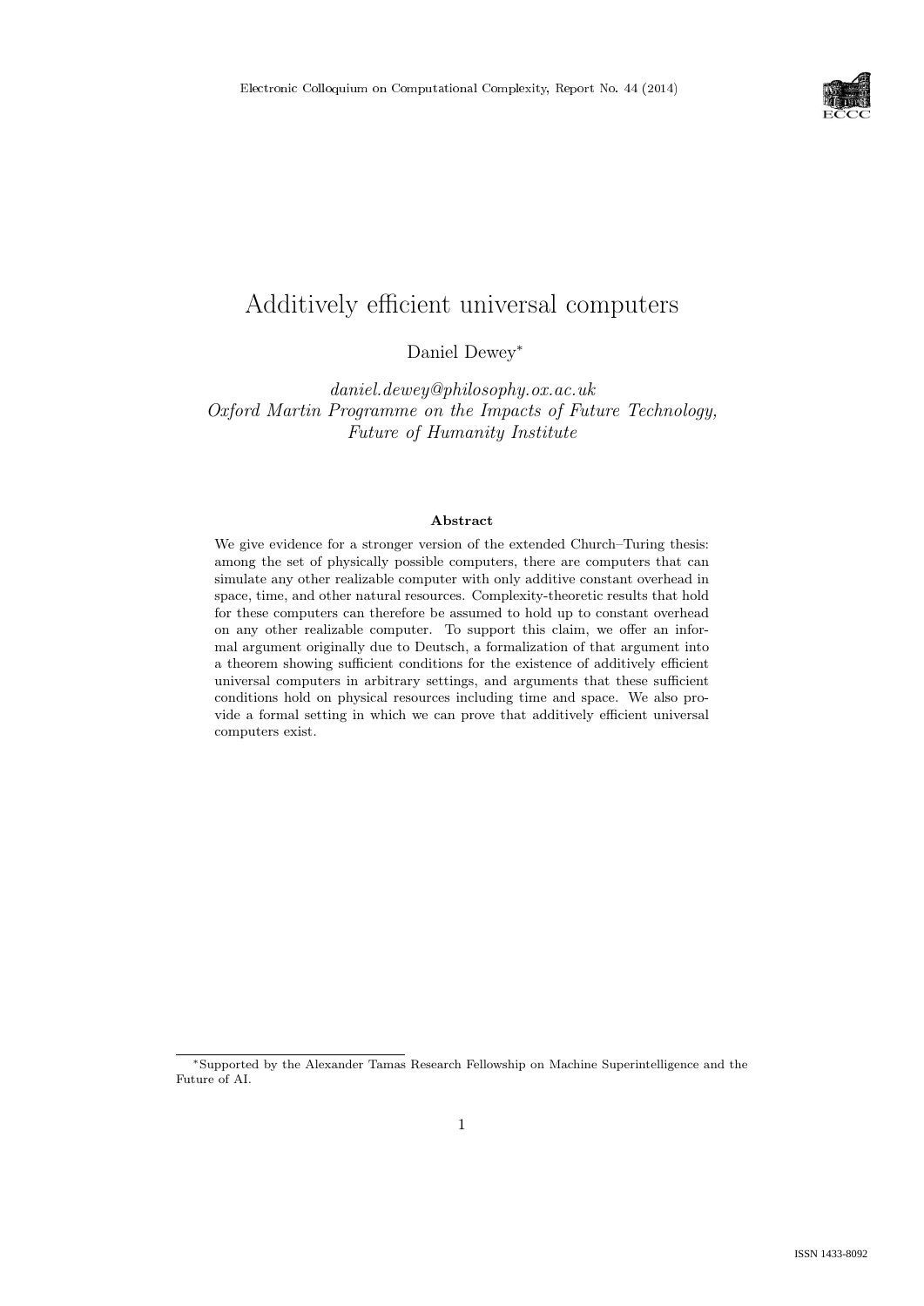# Additively efficient universal computers

Daniel Dewey[*]

*daniel.dewey@philosophy.ox.ac.uk*
*Oxford Martin Programme on the Impacts of Future Technology,*
*Future of Humanity Institute*

### Abstract

We give evidence for a stronger version of the extended Church–Turing thesis: among the set of physically possible computers, there are computers that can simulate any other realizable computer with only additive constant overhead in space, time, and other natural resources. Complexity-theoretic results that hold for these computers can therefore be assumed to hold up to constant overhead on any other realizable computer. To support this claim, we offer an informal argument originally due to Deutsch, a formalization of that argument into a theorem showing sufficient conditions for the existence of additively efficient universal computers in arbitrary settings, and arguments that these sufficient conditions hold on physical resources including time and space. We also provide a formal setting in which we can prove that additively efficient universal computers exist.

---

[*] Supported by the Alexander Tamas Research Fellowship on Machine Superintelligence and the Future of AI.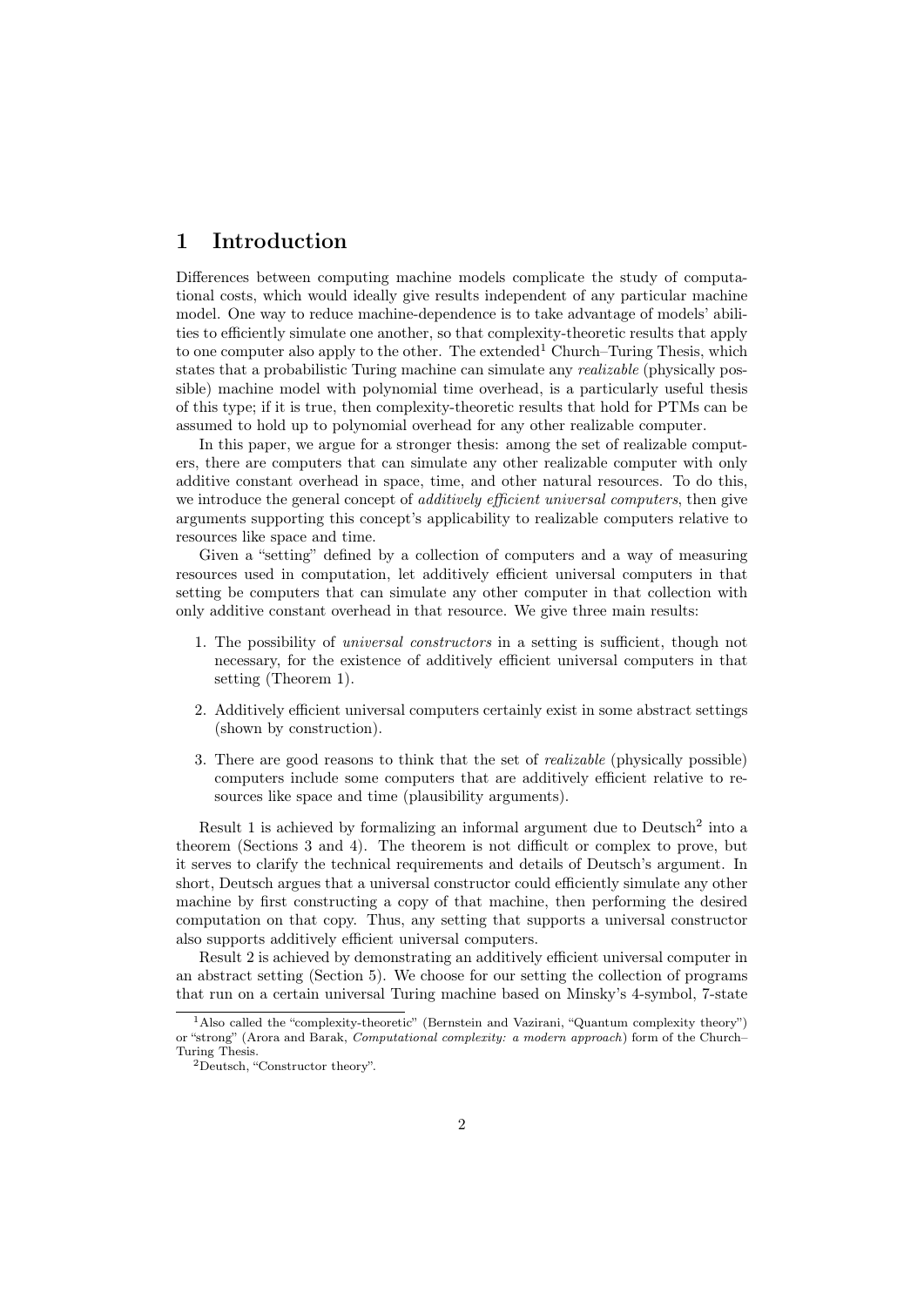# 1 Introduction

Differences between computing machine models complicate the study of computational costs, which would ideally give results independent of any particular machine model. One way to reduce machine-dependence is to take advantage of models' abilities to efficiently simulate one another, so that complexity-theoretic results that apply to one computer also apply to the other. The extended[1] Church–Turing Thesis, which states that a probabilistic Turing machine can simulate any *realizable* (physically possible) machine model with polynomial time overhead, is a particularly useful thesis of this type; if it is true, then complexity-theoretic results that hold for PTMs can be assumed to hold up to polynomial overhead for any other realizable computer.

In this paper, we argue for a stronger thesis: among the set of realizable computers, there are computers that can simulate any other realizable computer with only additive constant overhead in space, time, and other natural resources. To do this, we introduce the general concept of *additively efficient universal computers*, then give arguments supporting this concept's applicability to realizable computers relative to resources like space and time.

Given a "setting" defined by a collection of computers and a way of measuring resources used in computation, let additively efficient universal computers in that setting be computers that can simulate any other computer in that collection with only additive constant overhead in that resource. We give three main results:

1. The possibility of *universal constructors* in a setting is sufficient, though not necessary, for the existence of additively efficient universal computers in that setting (Theorem 1).

2. Additively efficient universal computers certainly exist in some abstract settings (shown by construction).

3. There are good reasons to think that the set of *realizable* (physically possible) computers include some computers that are additively efficient relative to resources like space and time (plausibility arguments).

Result 1 is achieved by formalizing an informal argument due to Deutsch[2] into a theorem (Sections 3 and 4). The theorem is not difficult or complex to prove, but it serves to clarify the technical requirements and details of Deutsch's argument. In short, Deutsch argues that a universal constructor could efficiently simulate any other machine by first constructing a copy of that machine, then performing the desired computation on that copy. Thus, any setting that supports a universal constructor also supports additively efficient universal computers.

Result 2 is achieved by demonstrating an additively efficient universal computer in an abstract setting (Section 5). We choose for our setting the collection of programs that run on a certain universal Turing machine based on Minsky's 4-symbol, 7-state

[1] Also called the "complexity-theoretic" (Bernstein and Vazirani, "Quantum complexity theory") or "strong" (Arora and Barak, *Computational complexity: a modern approach*) form of the Church–Turing Thesis.

[2] Deutsch, "Constructor theory".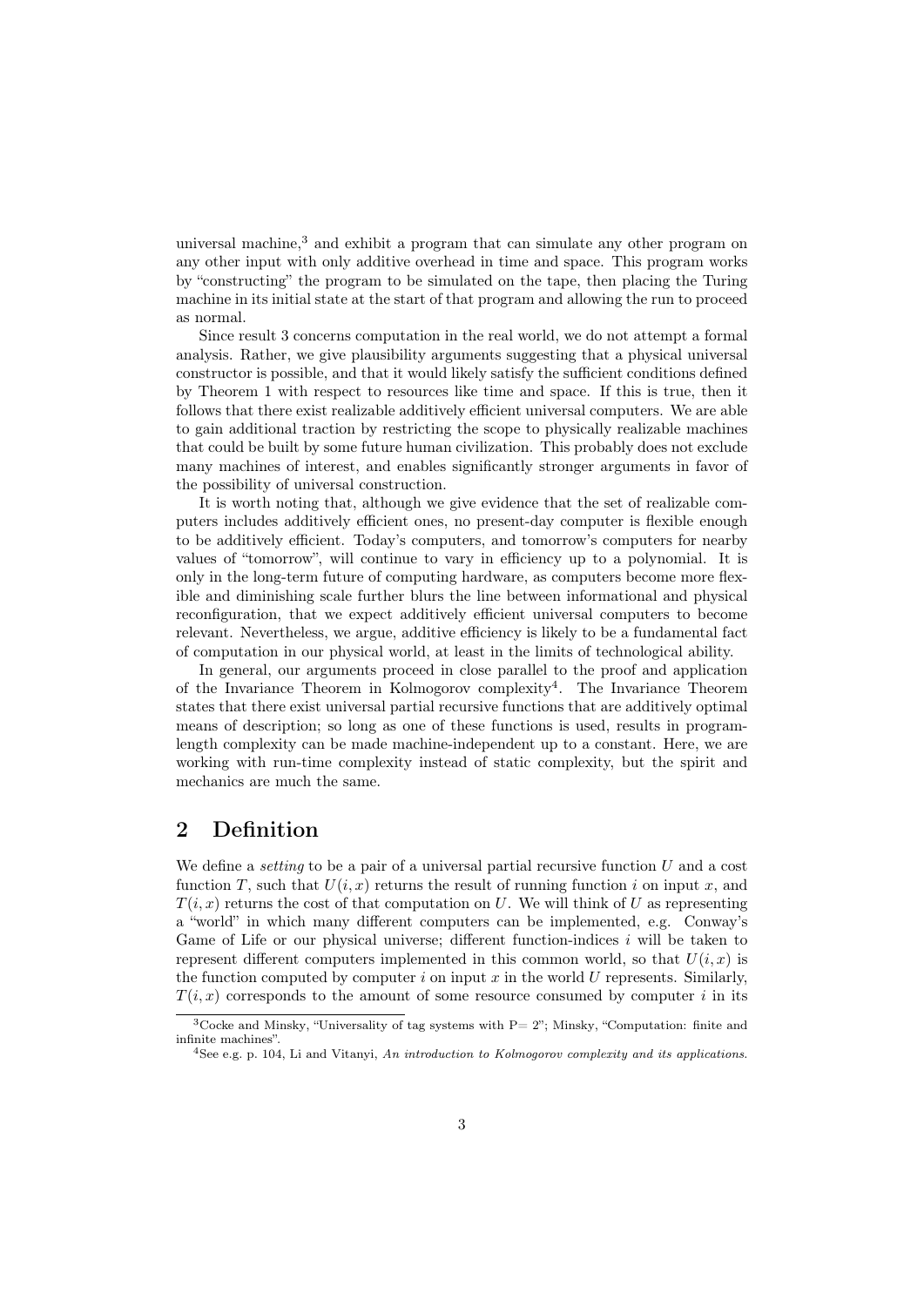universal machine,[3] and exhibit a program that can simulate any other program on any other input with only additive overhead in time and space. This program works by "constructing" the program to be simulated on the tape, then placing the Turing machine in its initial state at the start of that program and allowing the run to proceed as normal.

Since result 3 concerns computation in the real world, we do not attempt a formal analysis. Rather, we give plausibility arguments suggesting that a physical universal constructor is possible, and that it would likely satisfy the sufficient conditions defined by Theorem 1 with respect to resources like time and space. If this is true, then it follows that there exist realizable additively efficient universal computers. We are able to gain additional traction by restricting the scope to physically realizable machines that could be built by some future human civilization. This probably does not exclude many machines of interest, and enables significantly stronger arguments in favor of the possibility of universal construction.

It is worth noting that, although we give evidence that the set of realizable computers includes additively efficient ones, no present-day computer is flexible enough to be additively efficient. Today's computers, and tomorrow's computers for nearby values of "tomorrow", will continue to vary in efficiency up to a polynomial. It is only in the long-term future of computing hardware, as computers become more flexible and diminishing scale further blurs the line between informational and physical reconfiguration, that we expect additively efficient universal computers to become relevant. Nevertheless, we argue, additive efficiency is likely to be a fundamental fact of computation in our physical world, at least in the limits of technological ability.

In general, our arguments proceed in close parallel to the proof and application of the Invariance Theorem in Kolmogorov complexity[4]. The Invariance Theorem states that there exist universal partial recursive functions that are additively optimal means of description; so long as one of these functions is used, results in program-length complexity can be made machine-independent up to a constant. Here, we are working with run-time complexity instead of static complexity, but the spirit and mechanics are much the same.

## 2 Definition

We define a *setting* to be a pair of a universal partial recursive function $U$ and a cost function $T$, such that $U(i, x)$ returns the result of running function $i$ on input $x$, and $T(i, x)$ returns the cost of that computation on $U$. We will think of $U$ as representing a "world" in which many different computers can be implemented, e.g. Conway's Game of Life or our physical universe; different function-indices $i$ will be taken to represent different computers implemented in this common world, so that $U(i, x)$ is the function computed by computer $i$ on input $x$ in the world $U$ represents. Similarly, $T(i, x)$ corresponds to the amount of some resource consumed by computer $i$ in its

[3] Cocke and Minsky, "Universality of tag systems with P= 2"; Minsky, "Computation: finite and infinite machines".

[4] See e.g. p. 104, Li and Vitanyi, *An introduction to Kolmogorov complexity and its applications*.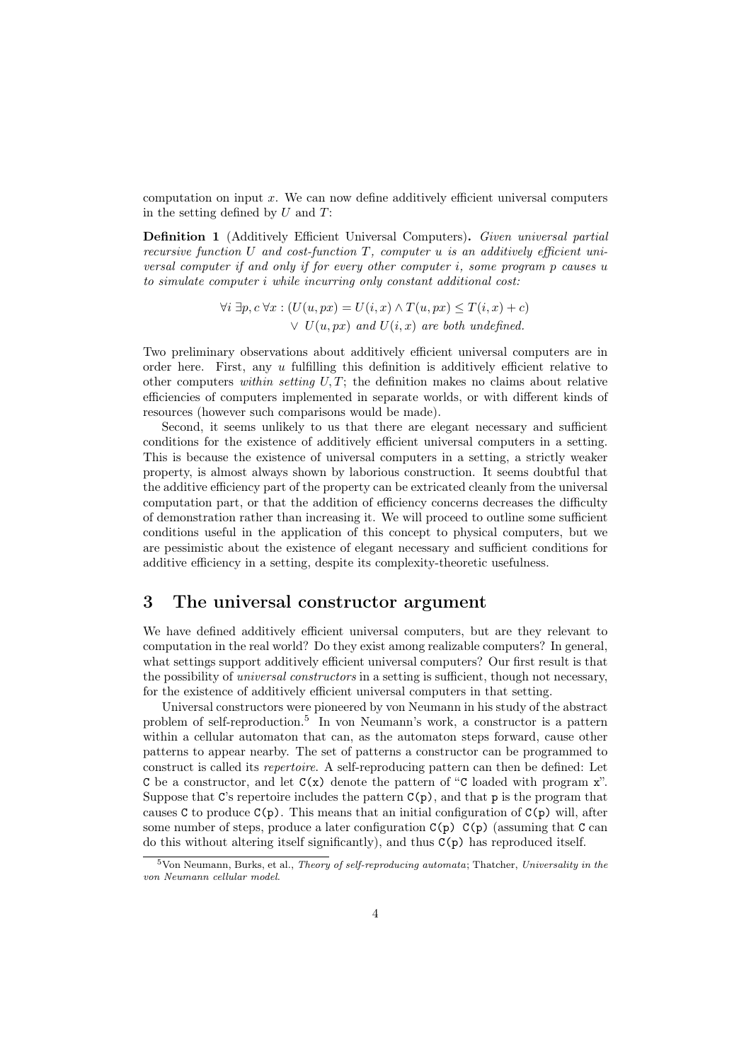computation on input $x$. We can now define additively efficient universal computers in the setting defined by $U$ and $T$:

**Definition 1** (Additively Efficient Universal Computers)**.** *Given universal partial recursive function $U$ and cost-function $T$, computer $u$ is an additively efficient universal computer if and only if for every other computer $i$, some program $p$ causes $u$ to simulate computer $i$ while incurring only constant additional cost:*

$$\forall i\ \exists p, c\ \forall x : (U(u, px) = U(i, x) \wedge T(u, px) \leq T(i, x) + c)$$
$$\vee\ U(u, px) \text{ and } U(i, x) \text{ are both undefined.}$$

Two preliminary observations about additively efficient universal computers are in order here. First, any $u$ fulfilling this definition is additively efficient relative to other computers *within setting* $U, T$; the definition makes no claims about relative efficiencies of computers implemented in separate worlds, or with different kinds of resources (however such comparisons would be made).

Second, it seems unlikely to us that there are elegant necessary and sufficient conditions for the existence of additively efficient universal computers in a setting. This is because the existence of universal computers in a setting, a strictly weaker property, is almost always shown by laborious construction. It seems doubtful that the additive efficiency part of the property can be extricated cleanly from the universal computation part, or that the addition of efficiency concerns decreases the difficulty of demonstration rather than increasing it. We will proceed to outline some sufficient conditions useful in the application of this concept to physical computers, but we are pessimistic about the existence of elegant necessary and sufficient conditions for additive efficiency in a setting, despite its complexity-theoretic usefulness.

## 3 The universal constructor argument

We have defined additively efficient universal computers, but are they relevant to computation in the real world? Do they exist among realizable computers? In general, what settings support additively efficient universal computers? Our first result is that the possibility of *universal constructors* in a setting is sufficient, though not necessary, for the existence of additively efficient universal computers in that setting.

Universal constructors were pioneered by von Neumann in his study of the abstract problem of self-reproduction.[5] In von Neumann's work, a constructor is a pattern within a cellular automaton that can, as the automaton steps forward, cause other patterns to appear nearby. The set of patterns a constructor can be programmed to construct is called its *repertoire*. A self-reproducing pattern can then be defined: Let `C` be a constructor, and let `C(x)` denote the pattern of "`C` loaded with program `x`". Suppose that `C`'s repertoire includes the pattern `C(p)`, and that `p` is the program that causes `C` to produce `C(p)`. This means that an initial configuration of `C(p)` will, after some number of steps, produce a later configuration `C(p) C(p)` (assuming that `C` can do this without altering itself significantly), and thus `C(p)` has reproduced itself.

[5] Von Neumann, Burks, et al., *Theory of self-reproducing automata*; Thatcher, *Universality in the von Neumann cellular model*.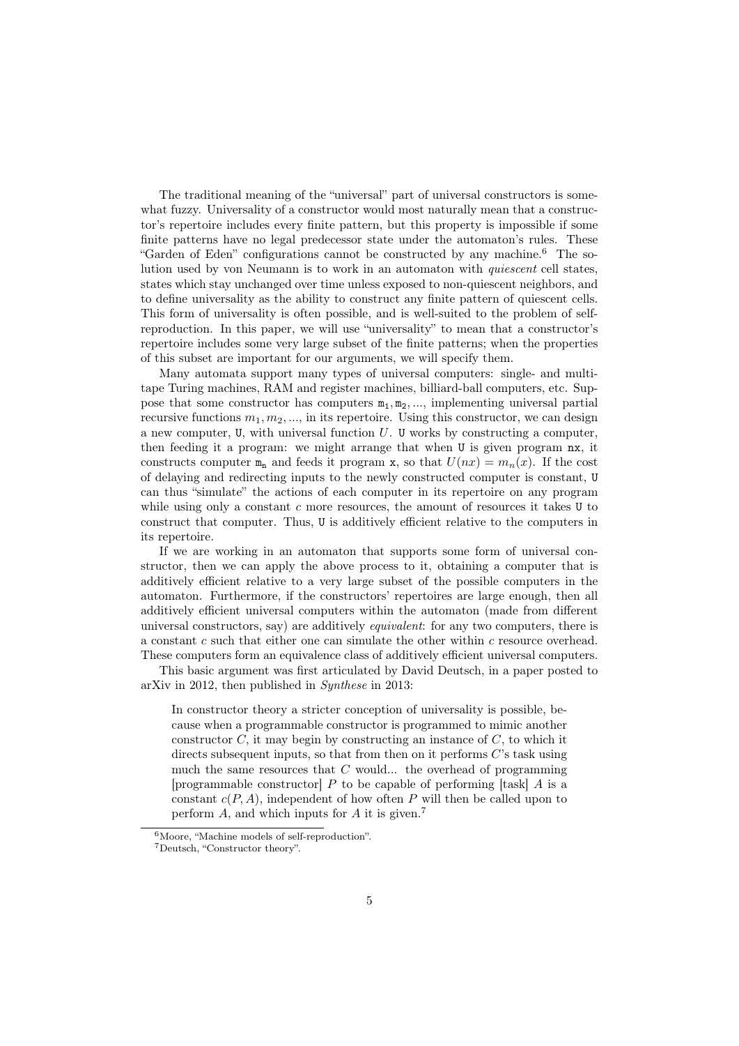The traditional meaning of the "universal" part of universal constructors is somewhat fuzzy. Universality of a constructor would most naturally mean that a constructor's repertoire includes every finite pattern, but this property is impossible if some finite patterns have no legal predecessor state under the automaton's rules. These "Garden of Eden" configurations cannot be constructed by any machine.[6] The solution used by von Neumann is to work in an automaton with *quiescent* cell states, states which stay unchanged over time unless exposed to non-quiescent neighbors, and to define universality as the ability to construct any finite pattern of quiescent cells. This form of universality is often possible, and is well-suited to the problem of self-reproduction. In this paper, we will use "universality" to mean that a constructor's repertoire includes some very large subset of the finite patterns; when the properties of this subset are important for our arguments, we will specify them.

Many automata support many types of universal computers: single- and multi-tape Turing machines, RAM and register machines, billiard-ball computers, etc. Suppose that some constructor has computers $\mathtt{m_1}, \mathtt{m_2}, ...$, implementing universal partial recursive functions $m_1, m_2, ...$, in its repertoire. Using this constructor, we can design a new computer, `U`, with universal function $U$. `U` works by constructing a computer, then feeding it a program: we might arrange that when `U` is given program `nx`, it constructs computer $\mathtt{m_n}$ and feeds it program `x`, so that $U(nx) = m_n(x)$. If the cost of delaying and redirecting inputs to the newly constructed computer is constant, `U` can thus "simulate" the actions of each computer in its repertoire on any program while using only a constant $c$ more resources, the amount of resources it takes `U` to construct that computer. Thus, `U` is additively efficient relative to the computers in its repertoire.

If we are working in an automaton that supports some form of universal constructor, then we can apply the above process to it, obtaining a computer that is additively efficient relative to a very large subset of the possible computers in the automaton. Furthermore, if the constructors' repertoires are large enough, then all additively efficient universal computers within the automaton (made from different universal constructors, say) are additively *equivalent*: for any two computers, there is a constant $c$ such that either one can simulate the other within $c$ resource overhead. These computers form an equivalence class of additively efficient universal computers.

This basic argument was first articulated by David Deutsch, in a paper posted to arXiv in 2012, then published in *Synthese* in 2013:

> In constructor theory a stricter conception of universality is possible, because when a programmable constructor is programmed to mimic another constructor $C$, it may begin by constructing an instance of $C$, to which it directs subsequent inputs, so that from then on it performs $C$'s task using much the same resources that $C$ would... the overhead of programming [programmable constructor] $P$ to be capable of performing [task] $A$ is a constant $c(P, A)$, independent of how often $P$ will then be called upon to perform $A$, and which inputs for $A$ it is given.[7]

[6] Moore, "Machine models of self-reproduction".

[7] Deutsch, "Constructor theory".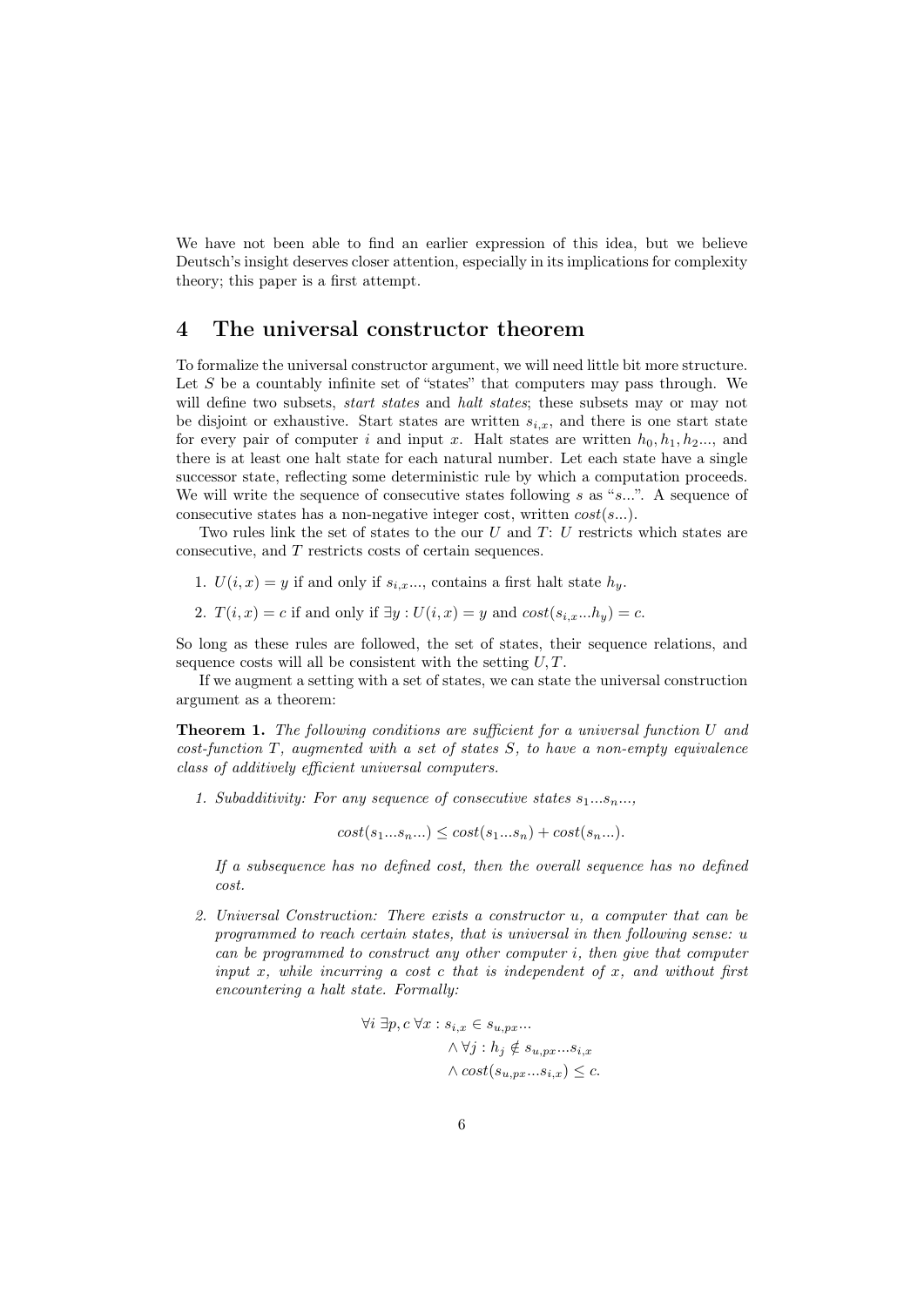We have not been able to find an earlier expression of this idea, but we believe Deutsch's insight deserves closer attention, especially in its implications for complexity theory; this paper is a first attempt.

## 4 The universal constructor theorem

To formalize the universal constructor argument, we will need little bit more structure. Let $S$ be a countably infinite set of "states" that computers may pass through. We will define two subsets, *start states* and *halt states*; these subsets may or may not be disjoint or exhaustive. Start states are written $s_{i,x}$, and there is one start state for every pair of computer $i$ and input $x$. Halt states are written $h_0, h_1, h_2...$, and there is at least one halt state for each natural number. Let each state have a single successor state, reflecting some deterministic rule by which a computation proceeds. We will write the sequence of consecutive states following $s$ as "$s...$". A sequence of consecutive states has a non-negative integer cost, written $cost(s...)$.

Two rules link the set of states to the our $U$ and $T$: $U$ restricts which states are consecutive, and $T$ restricts costs of certain sequences.

1. $U(i, x) = y$ if and only if $s_{i,x}...$, contains a first halt state $h_y$.
2. $T(i, x) = c$ if and only if $\exists y : U(i, x) = y$ and $cost(s_{i,x}...h_y) = c$.

So long as these rules are followed, the set of states, their sequence relations, and sequence costs will all be consistent with the setting $U, T$.

If we augment a setting with a set of states, we can state the universal construction argument as a theorem:

**Theorem 1.** *The following conditions are sufficient for a universal function $U$ and cost-function $T$, augmented with a set of states $S$, to have a non-empty equivalence class of additively efficient universal computers.*

1. *Subadditivity: For any sequence of consecutive states $s_1...s_n...$,*

$$cost(s_1...s_n...) \leq cost(s_1...s_n) + cost(s_n...).$$

*If a subsequence has no defined cost, then the overall sequence has no defined cost.*

2. *Universal Construction: There exists a constructor $u$, a computer that can be programmed to reach certain states, that is universal in then following sense: $u$ can be programmed to construct any other computer $i$, then give that computer input $x$, while incurring a cost $c$ that is independent of $x$, and without first encountering a halt state. Formally:*

$$\begin{aligned} \forall i\ \exists p, c\ \forall x : s_{i,x} &\in s_{u,px}... \\ &\wedge \forall j : h_j \notin s_{u,px}...s_{i,x} \\ &\wedge cost(s_{u,px}...s_{i,x}) \leq c. \end{aligned}$$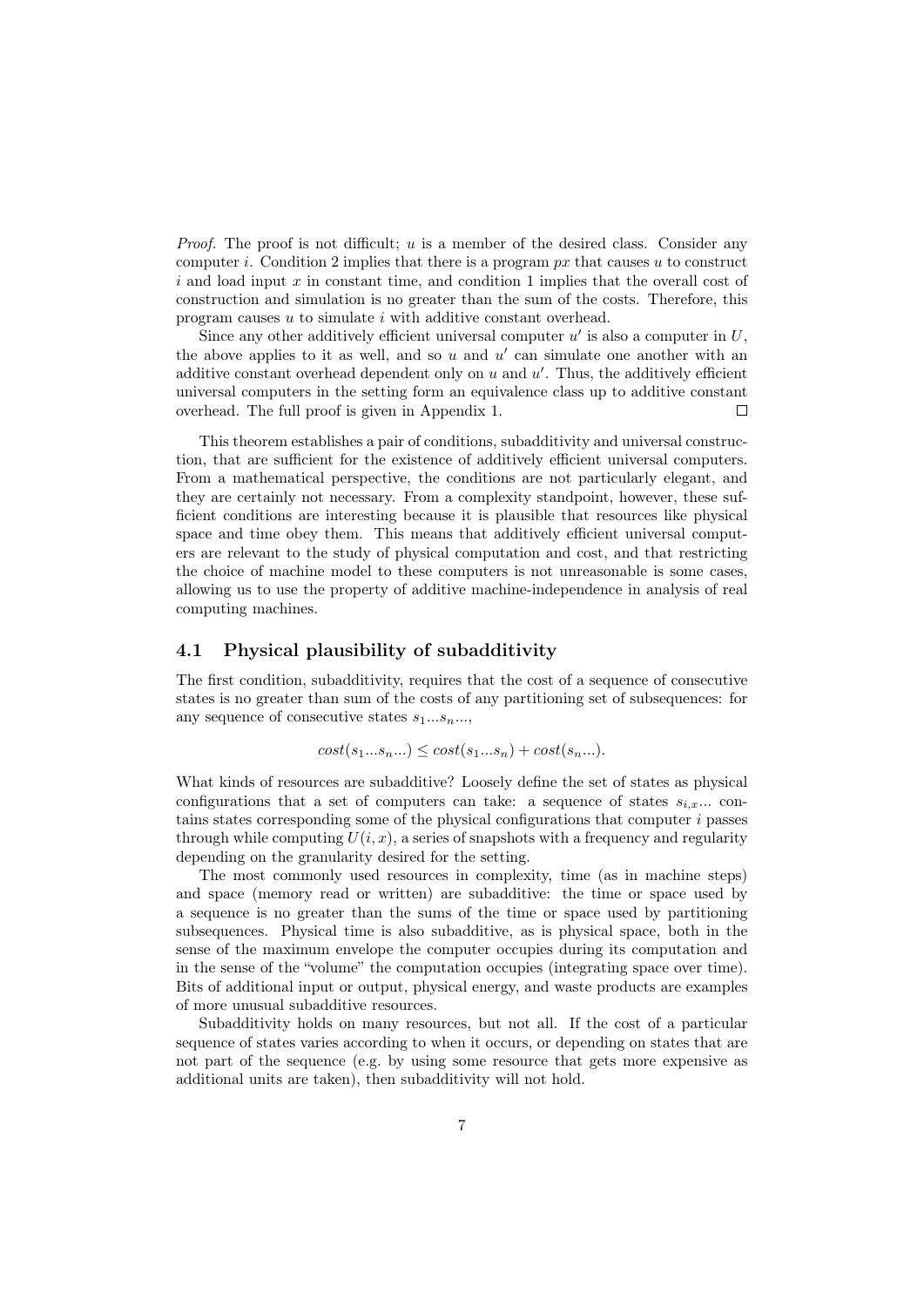*Proof.* The proof is not difficult; $u$ is a member of the desired class. Consider any computer $i$. Condition 2 implies that there is a program $px$ that causes $u$ to construct $i$ and load input $x$ in constant time, and condition 1 implies that the overall cost of construction and simulation is no greater than the sum of the costs. Therefore, this program causes $u$ to simulate $i$ with additive constant overhead.

Since any other additively efficient universal computer $u'$ is also a computer in $U$, the above applies to it as well, and so $u$ and $u'$ can simulate one another with an additive constant overhead dependent only on $u$ and $u'$. Thus, the additively efficient universal computers in the setting form an equivalence class up to additive constant overhead. The full proof is given in Appendix 1. □

This theorem establishes a pair of conditions, subadditivity and universal construction, that are sufficient for the existence of additively efficient universal computers. From a mathematical perspective, the conditions are not particularly elegant, and they are certainly not necessary. From a complexity standpoint, however, these sufficient conditions are interesting because it is plausible that resources like physical space and time obey them. This means that additively efficient universal computers are relevant to the study of physical computation and cost, and that restricting the choice of machine model to these computers is not unreasonable is some cases, allowing us to use the property of additive machine-independence in analysis of real computing machines.

## 4.1 Physical plausibility of subadditivity

The first condition, subadditivity, requires that the cost of a sequence of consecutive states is no greater than sum of the costs of any partitioning set of subsequences: for any sequence of consecutive states $s_1...s_n...$,

$$cost(s_1...s_n...) \leq cost(s_1...s_n) + cost(s_n...).$$

What kinds of resources are subadditive? Loosely define the set of states as physical configurations that a set of computers can take: a sequence of states $s_{i,x}...$ contains states corresponding some of the physical configurations that computer $i$ passes through while computing $U(i,x)$, a series of snapshots with a frequency and regularity depending on the granularity desired for the setting.

The most commonly used resources in complexity, time (as in machine steps) and space (memory read or written) are subadditive: the time or space used by a sequence is no greater than the sums of the time or space used by partitioning subsequences. Physical time is also subadditive, as is physical space, both in the sense of the maximum envelope the computer occupies during its computation and in the sense of the "volume" the computation occupies (integrating space over time). Bits of additional input or output, physical energy, and waste products are examples of more unusual subadditive resources.

Subadditivity holds on many resources, but not all. If the cost of a particular sequence of states varies according to when it occurs, or depending on states that are not part of the sequence (e.g. by using some resource that gets more expensive as additional units are taken), then subadditivity will not hold.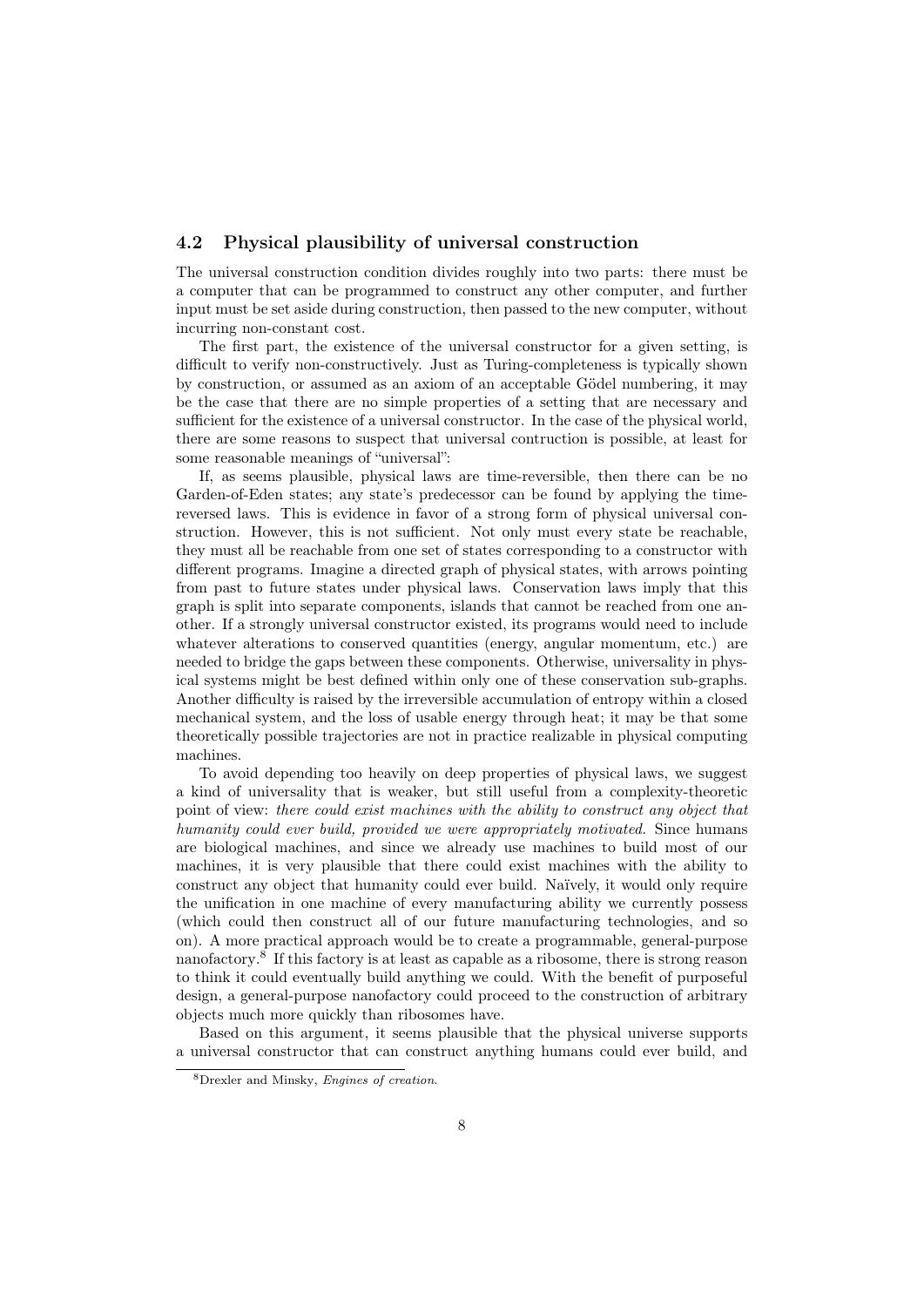### 4.2 Physical plausibility of universal construction

The universal construction condition divides roughly into two parts: there must be a computer that can be programmed to construct any other computer, and further input must be set aside during construction, then passed to the new computer, without incurring non-constant cost.

The first part, the existence of the universal constructor for a given setting, is difficult to verify non-constructively. Just as Turing-completeness is typically shown by construction, or assumed as an axiom of an acceptable Gödel numbering, it may be the case that there are no simple properties of a setting that are necessary and sufficient for the existence of a universal constructor. In the case of the physical world, there are some reasons to suspect that universal contruction is possible, at least for some reasonable meanings of "universal":

If, as seems plausible, physical laws are time-reversible, then there can be no Garden-of-Eden states; any state's predecessor can be found by applying the time-reversed laws. This is evidence in favor of a strong form of physical universal construction. However, this is not sufficient. Not only must every state be reachable, they must all be reachable from one set of states corresponding to a constructor with different programs. Imagine a directed graph of physical states, with arrows pointing from past to future states under physical laws. Conservation laws imply that this graph is split into separate components, islands that cannot be reached from one another. If a strongly universal constructor existed, its programs would need to include whatever alterations to conserved quantities (energy, angular momentum, etc.) are needed to bridge the gaps between these components. Otherwise, universality in physical systems might be best defined within only one of these conservation sub-graphs. Another difficulty is raised by the irreversible accumulation of entropy within a closed mechanical system, and the loss of usable energy through heat; it may be that some theoretically possible trajectories are not in practice realizable in physical computing machines.

To avoid depending too heavily on deep properties of physical laws, we suggest a kind of universality that is weaker, but still useful from a complexity-theoretic point of view: *there could exist machines with the ability to construct any object that humanity could ever build, provided we were appropriately motivated.* Since humans are biological machines, and since we already use machines to build most of our machines, it is very plausible that there could exist machines with the ability to construct any object that humanity could ever build. Naïvely, it would only require the unification in one machine of every manufacturing ability we currently possess (which could then construct all of our future manufacturing technologies, and so on). A more practical approach would be to create a programmable, general-purpose nanofactory.[8] If this factory is at least as capable as a ribosome, there is strong reason to think it could eventually build anything we could. With the benefit of purposeful design, a general-purpose nanofactory could proceed to the construction of arbitrary objects much more quickly than ribosomes have.

Based on this argument, it seems plausible that the physical universe supports a universal constructor that can construct anything humans could ever build, and

[8] Drexler and Minsky, *Engines of creation*.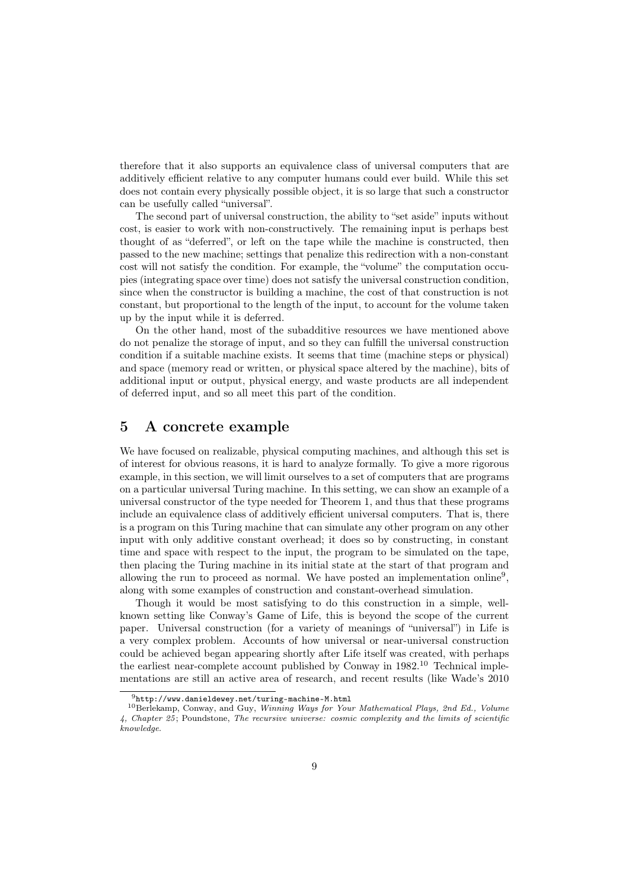therefore that it also supports an equivalence class of universal computers that are additively efficient relative to any computer humans could ever build. While this set does not contain every physically possible object, it is so large that such a constructor can be usefully called "universal".

The second part of universal construction, the ability to "set aside" inputs without cost, is easier to work with non-constructively. The remaining input is perhaps best thought of as "deferred", or left on the tape while the machine is constructed, then passed to the new machine; settings that penalize this redirection with a non-constant cost will not satisfy the condition. For example, the "volume" the computation occupies (integrating space over time) does not satisfy the universal construction condition, since when the constructor is building a machine, the cost of that construction is not constant, but proportional to the length of the input, to account for the volume taken up by the input while it is deferred.

On the other hand, most of the subadditive resources we have mentioned above do not penalize the storage of input, and so they can fulfill the universal construction condition if a suitable machine exists. It seems that time (machine steps or physical) and space (memory read or written, or physical space altered by the machine), bits of additional input or output, physical energy, and waste products are all independent of deferred input, and so all meet this part of the condition.

## 5 A concrete example

We have focused on realizable, physical computing machines, and although this set is of interest for obvious reasons, it is hard to analyze formally. To give a more rigorous example, in this section, we will limit ourselves to a set of computers that are programs on a particular universal Turing machine. In this setting, we can show an example of a universal constructor of the type needed for Theorem 1, and thus that these programs include an equivalence class of additively efficient universal computers. That is, there is a program on this Turing machine that can simulate any other program on any other input with only additive constant overhead; it does so by constructing, in constant time and space with respect to the input, the program to be simulated on the tape, then placing the Turing machine in its initial state at the start of that program and allowing the run to proceed as normal. We have posted an implementation online[9], along with some examples of construction and constant-overhead simulation.

Though it would be most satisfying to do this construction in a simple, well-known setting like Conway's Game of Life, this is beyond the scope of the current paper. Universal construction (for a variety of meanings of "universal") in Life is a very complex problem. Accounts of how universal or near-universal construction could be achieved began appearing shortly after Life itself was created, with perhaps the earliest near-complete account published by Conway in 1982.[10] Technical implementations are still an active area of research, and recent results (like Wade's 2010

[9] http://www.danieldewey.net/turing-machine-M.html

[10] Berlekamp, Conway, and Guy, *Winning Ways for Your Mathematical Plays, 2nd Ed., Volume 4, Chapter 25*; Poundstone, *The recursive universe: cosmic complexity and the limits of scientific knowledge*.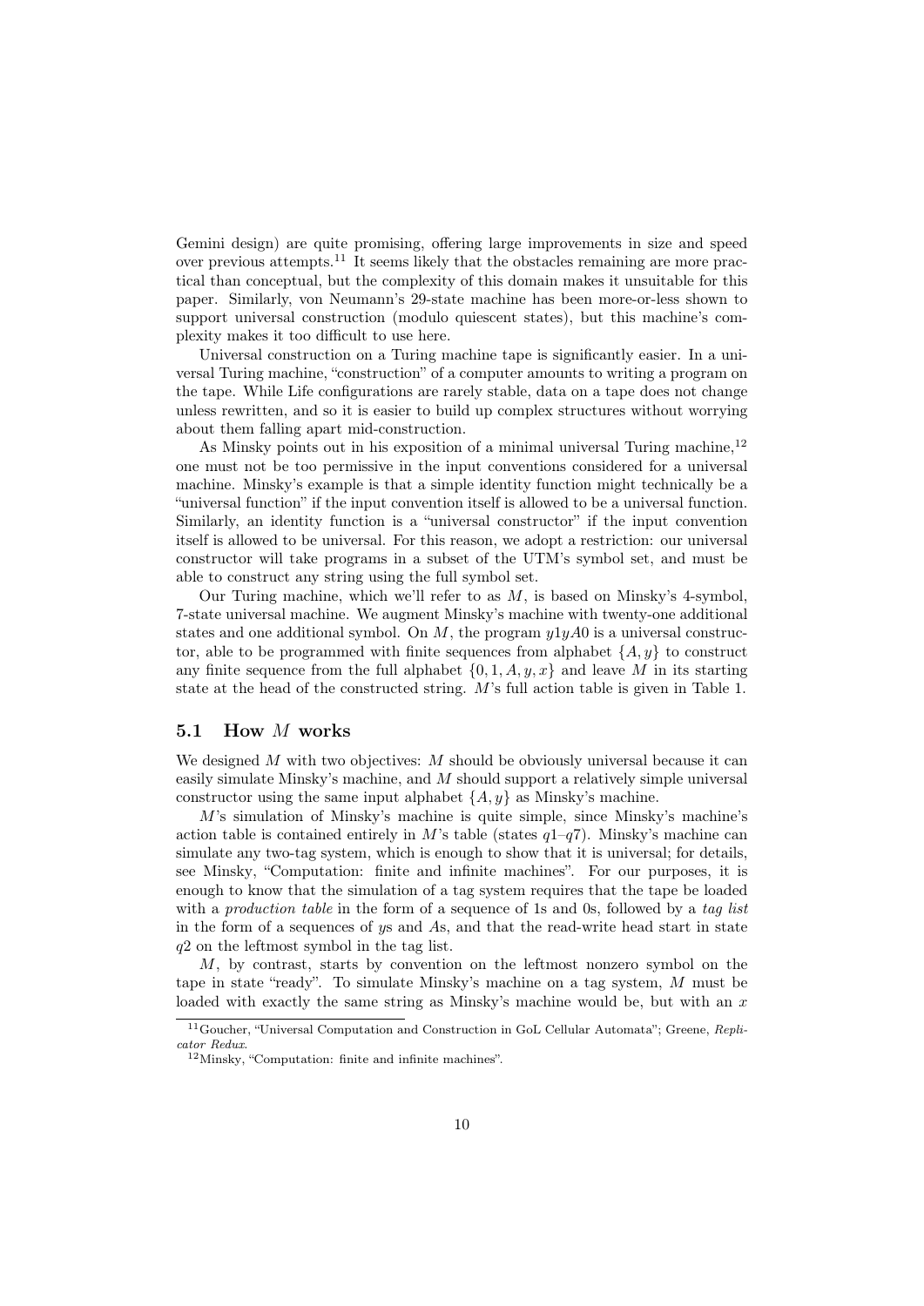Gemini design) are quite promising, offering large improvements in size and speed over previous attempts.[11] It seems likely that the obstacles remaining are more practical than conceptual, but the complexity of this domain makes it unsuitable for this paper. Similarly, von Neumann's 29-state machine has been more-or-less shown to support universal construction (modulo quiescent states), but this machine's complexity makes it too difficult to use here.

Universal construction on a Turing machine tape is significantly easier. In a universal Turing machine, "construction" of a computer amounts to writing a program on the tape. While Life configurations are rarely stable, data on a tape does not change unless rewritten, and so it is easier to build up complex structures without worrying about them falling apart mid-construction.

As Minsky points out in his exposition of a minimal universal Turing machine,[12] one must not be too permissive in the input conventions considered for a universal machine. Minsky's example is that a simple identity function might technically be a "universal function" if the input convention itself is allowed to be a universal function. Similarly, an identity function is a "universal constructor" if the input convention itself is allowed to be universal. For this reason, we adopt a restriction: our universal constructor will take programs in a subset of the UTM's symbol set, and must be able to construct any string using the full symbol set.

Our Turing machine, which we'll refer to as $M$, is based on Minsky's 4-symbol, 7-state universal machine. We augment Minsky's machine with twenty-one additional states and one additional symbol. On $M$, the program $y1yA0$ is a universal constructor, able to be programmed with finite sequences from alphabet $\{A, y\}$ to construct any finite sequence from the full alphabet $\{0, 1, A, y, x\}$ and leave $M$ in its starting state at the head of the constructed string. $M$'s full action table is given in Table 1.

## 5.1 How $M$ works

We designed $M$ with two objectives: $M$ should be obviously universal because it can easily simulate Minsky's machine, and $M$ should support a relatively simple universal constructor using the same input alphabet $\{A, y\}$ as Minsky's machine.

$M$'s simulation of Minsky's machine is quite simple, since Minsky's machine's action table is contained entirely in $M$'s table (states $q1$–$q7$). Minsky's machine can simulate any two-tag system, which is enough to show that it is universal; for details, see Minsky, "Computation: finite and infinite machines". For our purposes, it is enough to know that the simulation of a tag system requires that the tape be loaded with a *production table* in the form of a sequence of 1s and 0s, followed by a *tag list* in the form of a sequences of $y$s and $A$s, and that the read-write head start in state $q2$ on the leftmost symbol in the tag list.

$M$, by contrast, starts by convention on the leftmost nonzero symbol on the tape in state "ready". To simulate Minsky's machine on a tag system, $M$ must be loaded with exactly the same string as Minsky's machine would be, but with an $x$

[11] Goucher, "Universal Computation and Construction in GoL Cellular Automata"; Greene, *Replicator Redux*.

[12] Minsky, "Computation: finite and infinite machines".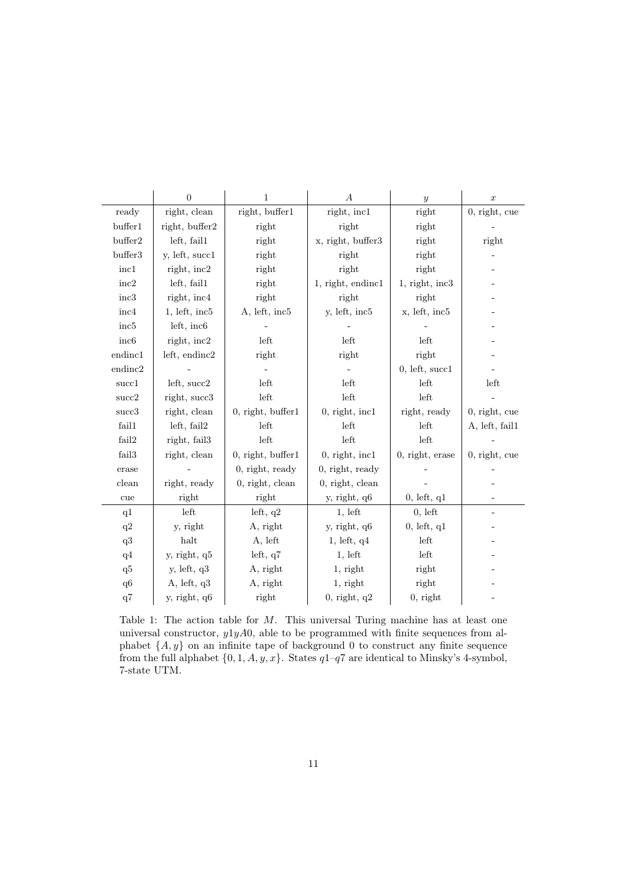| | $0$ | $1$ | $A$ | $y$ | $x$ |
|---|---|---|---|---|---|
| ready | right, clean | right, buffer1 | right, inc1 | right | 0, right, cue |
| buffer1 | right, buffer2 | right | right | right | - |
| buffer2 | left, fail1 | right | x, right, buffer3 | right | right |
| buffer3 | y, left, succ1 | right | right | right | - |
| inc1 | right, inc2 | right | right | right | - |
| inc2 | left, fail1 | right | 1, right, endinc1 | 1, right, inc3 | - |
| inc3 | right, inc4 | right | right | right | - |
| inc4 | 1, left, inc5 | A, left, inc5 | y, left, inc5 | x, left, inc5 | - |
| inc5 | left, inc6 | - | - | - | - |
| inc6 | right, inc2 | left | left | left | - |
| endinc1 | left, endinc2 | right | right | right | - |
| endinc2 | - | - | - | 0, left, succ1 | - |
| succ1 | left, succ2 | left | left | left | left |
| succ2 | right, succ3 | left | left | left | - |
| succ3 | right, clean | 0, right, buffer1 | 0, right, inc1 | right, ready | 0, right, cue |
| fail1 | left, fail2 | left | left | left | A, left, fail1 |
| fail2 | right, fail3 | left | left | left | - |
| fail3 | right, clean | 0, right, buffer1 | 0, right, inc1 | 0, right, erase | 0, right, cue |
| erase | - | 0, right, ready | 0, right, ready | - | - |
| clean | right, ready | 0, right, clean | 0, right, clean | - | - |
| cue | right | right | y, right, q6 | 0, left, q1 | - |
| q1 | left | left, q2 | 1, left | 0, left | - |
| q2 | y, right | A, right | y, right, q6 | 0, left, q1 | - |
| q3 | halt | A, left | 1, left, q4 | left | - |
| q4 | y, right, q5 | left, q7 | 1, left | left | - |
| q5 | y, left, q3 | A, right | 1, right | right | - |
| q6 | A, left, q3 | A, right | 1, right | right | - |
| q7 | y, right, q6 | right | 0, right, q2 | 0, right | - |

Table 1: The action table for $M$. This universal Turing machine has at least one universal constructor, $y1yA0$, able to be programmed with finite sequences from alphabet $\{A, y\}$ on an infinite tape of background 0 to construct any finite sequence from the full alphabet $\{0, 1, A, y, x\}$. States $q1$–$q7$ are identical to Minsky's 4-symbol, 7-state UTM.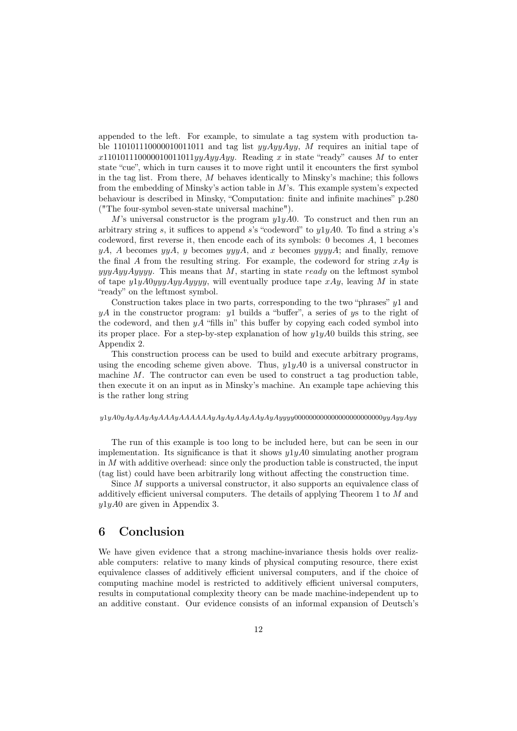appended to the left. For example, to simulate a tag system with production table 1101011100000010011011 and tag list $yyAyyAyy$, $M$ requires an initial tape of $x$1101011100000010011011$yyAyyAyy$. Reading $x$ in state "ready" causes $M$ to enter state "cue", which in turn causes it to move right until it encounters the first symbol in the tag list. From there, $M$ behaves identically to Minsky's machine; this follows from the embedding of Minsky's action table in $M$'s. This example system's expected behaviour is described in Minsky, "Computation: finite and infinite machines" p.280 ("The four-symbol seven-state universal machine").

$M$'s universal constructor is the program $y1yA0$. To construct and then run an arbitrary string $s$, it suffices to append $s$'s "codeword" to $y1yA0$. To find a string $s$'s codeword, first reverse it, then encode each of its symbols: 0 becomes $A$, 1 becomes $yA$, $A$ becomes $yyA$, $y$ becomes $yyyA$, and $x$ becomes $yyyyA$; and finally, remove the final $A$ from the resulting string. For example, the codeword for string $xAy$ is $yyyAyyAyyyy$. This means that $M$, starting in state *ready* on the leftmost symbol of tape $y1yA0yyyAyyAyyyy$, will eventually produce tape $xAy$, leaving $M$ in state "ready" on the leftmost symbol.

Construction takes place in two parts, corresponding to the two "phrases" $y1$ and $yA$ in the constructor program: $y1$ builds a "buffer", a series of $y$s to the right of the codeword, and then $yA$ "fills in" this buffer by copying each coded symbol into its proper place. For a step-by-step explanation of how $y1yA0$ builds this string, see Appendix 2.

This construction process can be used to build and execute arbitrary programs, using the encoding scheme given above. Thus, $y1yA0$ is a universal constructor in machine $M$. The contructor can even be used to construct a tag production table, then execute it on an input as in Minsky's machine. An example tape achieving this is the rather long string

$y1yA0yAyAAyAyAAAyAAAAAAyAyAyAAyAAyAyAyyyy0000000000000000000000yyAyyAyy$

The run of this example is too long to be included here, but can be seen in our implementation. Its significance is that it shows $y1yA0$ simulating another program in $M$ with additive overhead: since only the production table is constructed, the input (tag list) could have been arbitrarily long without affecting the construction time.

Since $M$ supports a universal constructor, it also supports an equivalence class of additively efficient universal computers. The details of applying Theorem 1 to $M$ and $y1yA0$ are given in Appendix 3.

# 6 Conclusion

We have given evidence that a strong machine-invariance thesis holds over realizable computers: relative to many kinds of physical computing resource, there exist equivalence classes of additively efficient universal computers, and if the choice of computing machine model is restricted to additively efficient universal computers, results in computational complexity theory can be made machine-independent up to an additive constant. Our evidence consists of an informal expansion of Deutsch's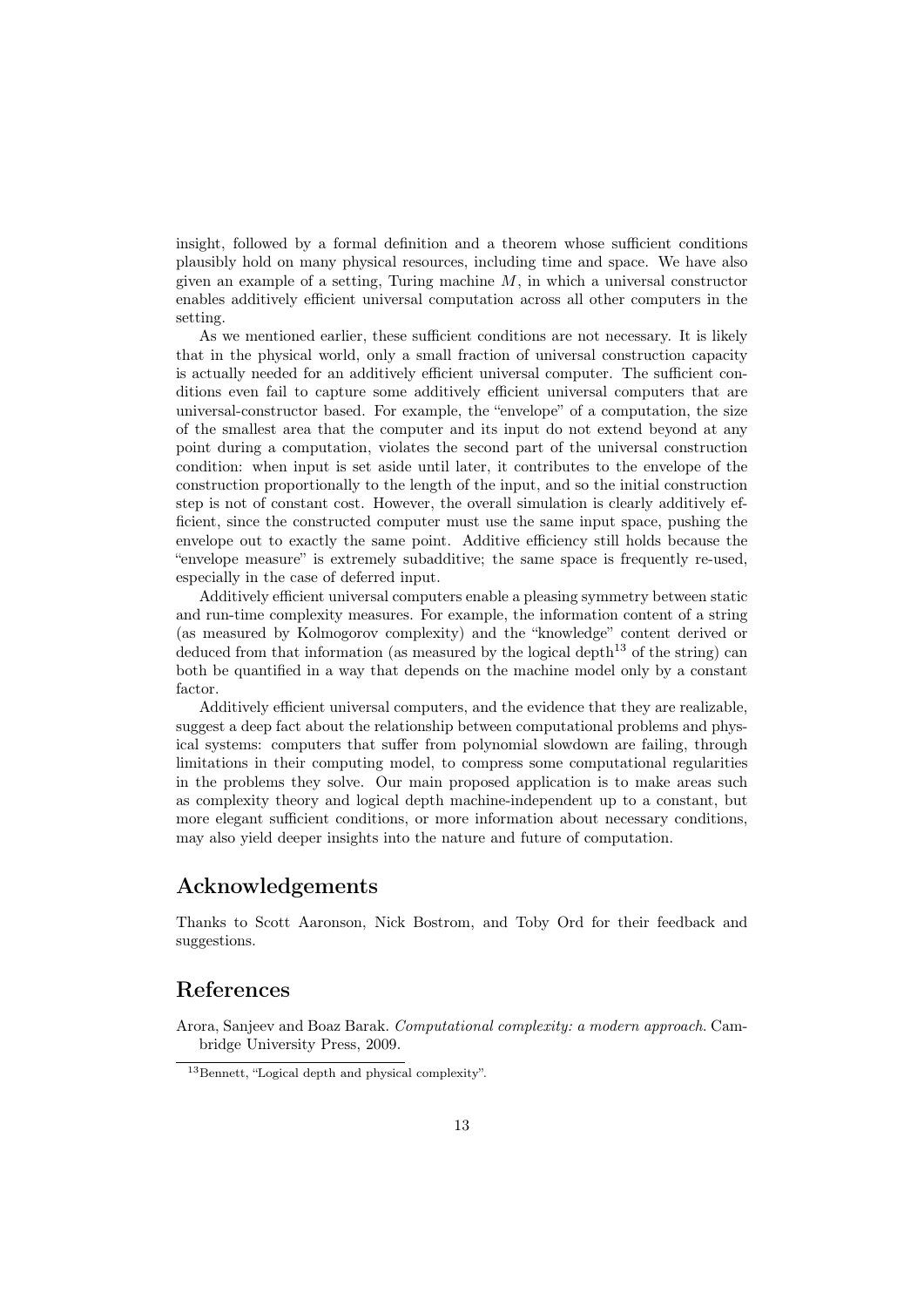insight, followed by a formal definition and a theorem whose sufficient conditions plausibly hold on many physical resources, including time and space. We have also given an example of a setting, Turing machine $M$, in which a universal constructor enables additively efficient universal computation across all other computers in the setting.

As we mentioned earlier, these sufficient conditions are not necessary. It is likely that in the physical world, only a small fraction of universal construction capacity is actually needed for an additively efficient universal computer. The sufficient conditions even fail to capture some additively efficient universal computers that are universal-constructor based. For example, the "envelope" of a computation, the size of the smallest area that the computer and its input do not extend beyond at any point during a computation, violates the second part of the universal construction condition: when input is set aside until later, it contributes to the envelope of the construction proportionally to the length of the input, and so the initial construction step is not of constant cost. However, the overall simulation is clearly additively efficient, since the constructed computer must use the same input space, pushing the envelope out to exactly the same point. Additive efficiency still holds because the "envelope measure" is extremely subadditive; the same space is frequently re-used, especially in the case of deferred input.

Additively efficient universal computers enable a pleasing symmetry between static and run-time complexity measures. For example, the information content of a string (as measured by Kolmogorov complexity) and the "knowledge" content derived or deduced from that information (as measured by the logical depth[13] of the string) can both be quantified in a way that depends on the machine model only by a constant factor.

Additively efficient universal computers, and the evidence that they are realizable, suggest a deep fact about the relationship between computational problems and physical systems: computers that suffer from polynomial slowdown are failing, through limitations in their computing model, to compress some computational regularities in the problems they solve. Our main proposed application is to make areas such as complexity theory and logical depth machine-independent up to a constant, but more elegant sufficient conditions, or more information about necessary conditions, may also yield deeper insights into the nature and future of computation.

## Acknowledgements

Thanks to Scott Aaronson, Nick Bostrom, and Toby Ord for their feedback and suggestions.

## References

Arora, Sanjeev and Boaz Barak. *Computational complexity: a modern approach*. Cambridge University Press, 2009.

[13] Bennett, "Logical depth and physical complexity".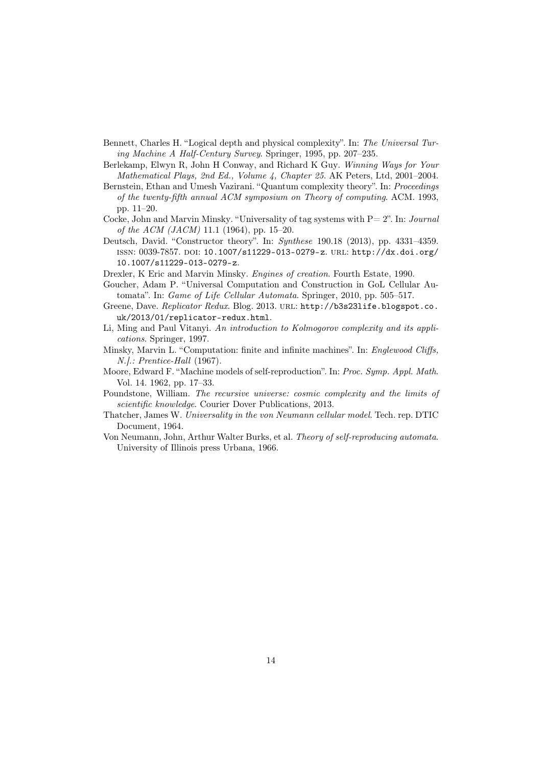Bennett, Charles H. "Logical depth and physical complexity". In: *The Universal Turing Machine A Half-Century Survey*. Springer, 1995, pp. 207–235.

Berlekamp, Elwyn R, John H Conway, and Richard K Guy. *Winning Ways for Your Mathematical Plays, 2nd Ed., Volume 4, Chapter 25*. AK Peters, Ltd, 2001–2004.

Bernstein, Ethan and Umesh Vazirani. "Quantum complexity theory". In: *Proceedings of the twenty-fifth annual ACM symposium on Theory of computing*. ACM. 1993, pp. 11–20.

Cocke, John and Marvin Minsky. "Universality of tag systems with P= 2". In: *Journal of the ACM (JACM)* 11.1 (1964), pp. 15–20.

Deutsch, David. "Constructor theory". In: *Synthese* 190.18 (2013), pp. 4331–4359. ISSN: 0039-7857. DOI: 10.1007/s11229-013-0279-z. URL: http://dx.doi.org/10.1007/s11229-013-0279-z.

Drexler, K Eric and Marvin Minsky. *Engines of creation*. Fourth Estate, 1990.

Goucher, Adam P. "Universal Computation and Construction in GoL Cellular Automata". In: *Game of Life Cellular Automata*. Springer, 2010, pp. 505–517.

Greene, Dave. *Replicator Redux*. Blog. 2013. URL: http://b3s23life.blogspot.co.uk/2013/01/replicator-redux.html.

Li, Ming and Paul Vitanyi. *An introduction to Kolmogorov complexity and its applications*. Springer, 1997.

Minsky, Marvin L. "Computation: finite and infinite machines". In: *Englewood Cliffs, N.J.: Prentice-Hall* (1967).

Moore, Edward F. "Machine models of self-reproduction". In: *Proc. Symp. Appl. Math*. Vol. 14. 1962, pp. 17–33.

Poundstone, William. *The recursive universe: cosmic complexity and the limits of scientific knowledge*. Courier Dover Publications, 2013.

Thatcher, James W. *Universality in the von Neumann cellular model*. Tech. rep. DTIC Document, 1964.

Von Neumann, John, Arthur Walter Burks, et al. *Theory of self-reproducing automata*. University of Illinois press Urbana, 1966.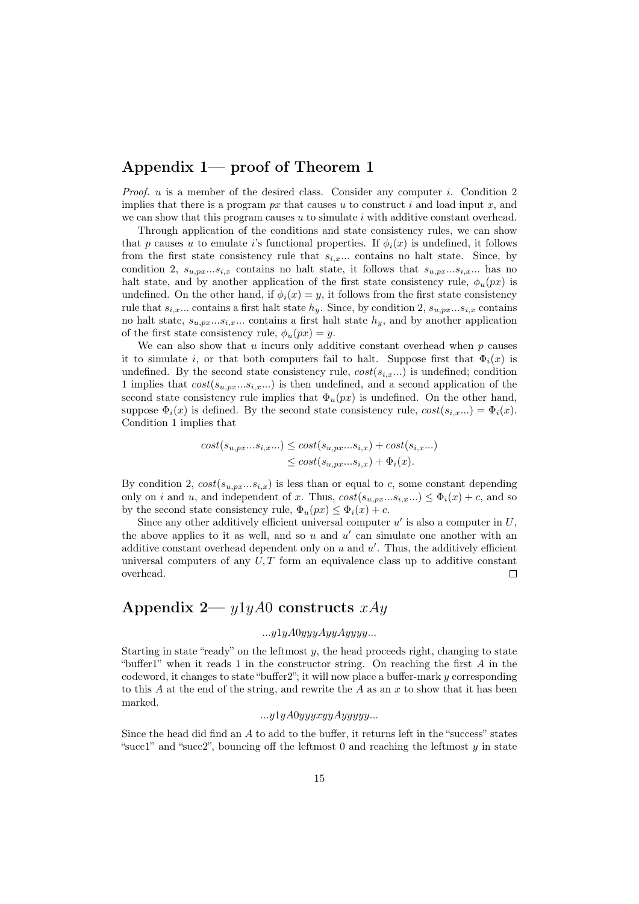## Appendix 1— proof of Theorem 1

*Proof.* $u$ is a member of the desired class. Consider any computer $i$. Condition 2 implies that there is a program $px$ that causes $u$ to construct $i$ and load input $x$, and we can show that this program causes $u$ to simulate $i$ with additive constant overhead.

Through application of the conditions and state consistency rules, we can show that $p$ causes $u$ to emulate $i$'s functional properties. If $\phi_i(x)$ is undefined, it follows from the first state consistency rule that $s_{i,x}...$ contains no halt state. Since, by condition 2, $s_{u,px}...s_{i,x}$ contains no halt state, it follows that $s_{u,px}...s_{i,x}...$ has no halt state, and by another application of the first state consistency rule, $\phi_u(px)$ is undefined. On the other hand, if $\phi_i(x) = y$, it follows from the first state consistency rule that $s_{i,x}...$ contains a first halt state $h_y$. Since, by condition 2, $s_{u,px}...s_{i,x}$ contains no halt state, $s_{u,px}...s_{i,x}...$ contains a first halt state $h_y$, and by another application of the first state consistency rule, $\phi_u(px) = y$.

We can also show that $u$ incurs only additive constant overhead when $p$ causes it to simulate $i$, or that both computers fail to halt. Suppose first that $\Phi_i(x)$ is undefined. By the second state consistency rule, $cost(s_{i,x}...)$ is undefined; condition 1 implies that $cost(s_{u,px}...s_{i,x}...)$ is then undefined, and a second application of the second state consistency rule implies that $\Phi_u(px)$ is undefined. On the other hand, suppose $\Phi_i(x)$ is defined. By the second state consistency rule, $cost(s_{i,x}...) = \Phi_i(x)$. Condition 1 implies that

$$\begin{aligned} cost(s_{u,px}...s_{i,x}...) &\leq cost(s_{u,px}...s_{i,x}) + cost(s_{i,x}...) \\ &\leq cost(s_{u,px}...s_{i,x}) + \Phi_i(x). \end{aligned}$$

By condition 2, $cost(s_{u,px}...s_{i,x})$ is less than or equal to $c$, some constant depending only on $i$ and $u$, and independent of $x$. Thus, $cost(s_{u,px}...s_{i,x}...) \leq \Phi_i(x) + c$, and so by the second state consistency rule, $\Phi_u(px) \leq \Phi_i(x) + c$.

Since any other additively efficient universal computer $u'$ is also a computer in $U$, the above applies to it as well, and so $u$ and $u'$ can simulate one another with an additive constant overhead dependent only on $u$ and $u'$. Thus, the additively efficient universal computers of any $U, T$ form an equivalence class up to additive constant overhead. $\square$

## Appendix 2— $y1yA0$ constructs $xAy$

$$...y1yA0yyyAyyAyyyy...$$

Starting in state "ready" on the leftmost $y$, the head proceeds right, changing to state "buffer1" when it reads 1 in the constructor string. On reaching the first $A$ in the codeword, it changes to state "buffer2"; it will now place a buffer-mark $y$ corresponding to this $A$ at the end of the string, and rewrite the $A$ as an $x$ to show that it has been marked.

$$...y1yA0yyyxyyAyyyyy...$$

Since the head did find an $A$ to add to the buffer, it returns left in the "success" states "succ1" and "succ2", bouncing off the leftmost 0 and reaching the leftmost $y$ in state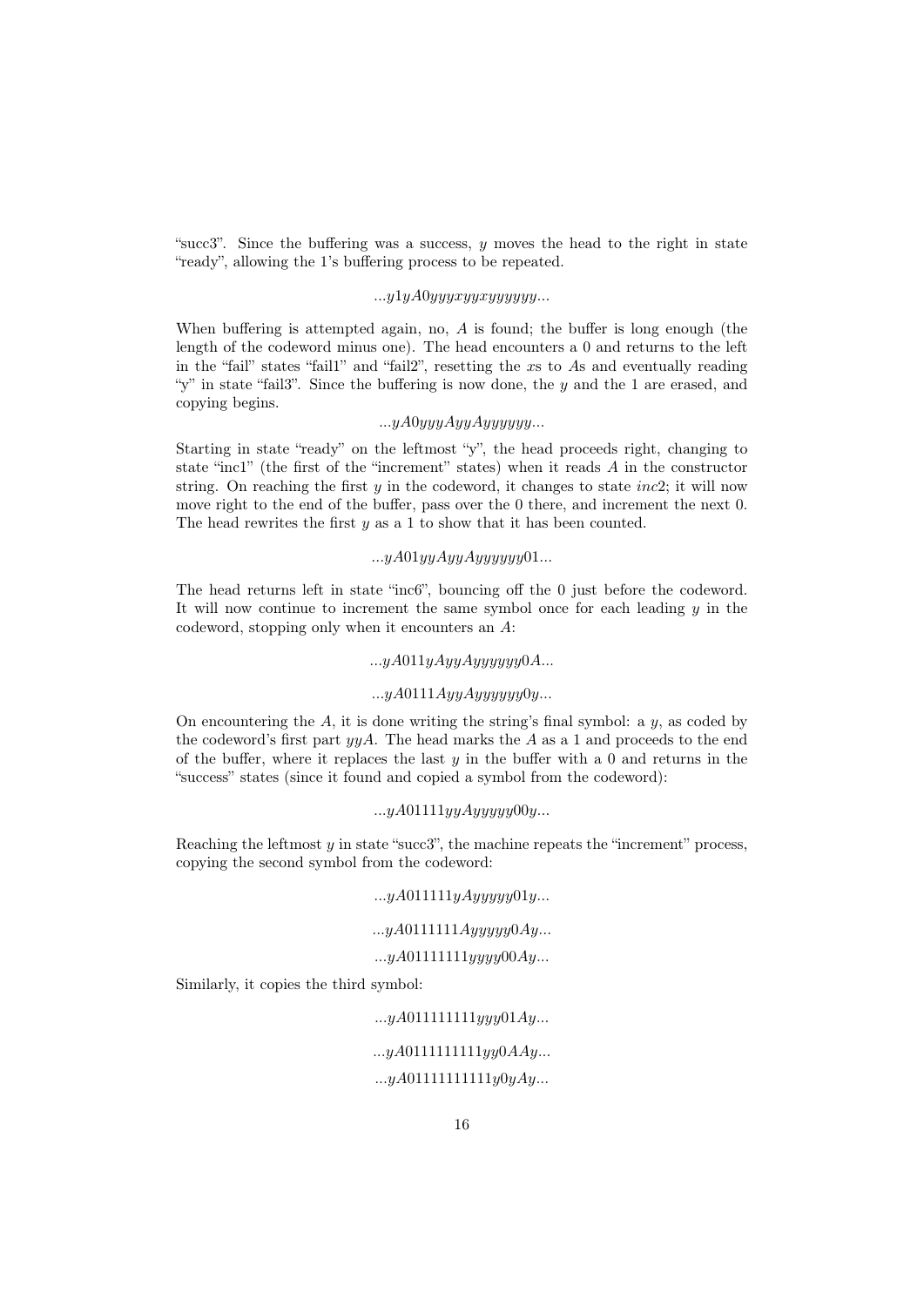"succ3". Since the buffering was a success, $y$ moves the head to the right in state "ready", allowing the 1's buffering process to be repeated.

$$...y1yA0yyyxyyxyyyyyy...$$

When buffering is attempted again, no, $A$ is found; the buffer is long enough (the length of the codeword minus one). The head encounters a 0 and returns to the left in the "fail" states "fail1" and "fail2", resetting the $x$s to $A$s and eventually reading "y" in state "fail3". Since the buffering is now done, the $y$ and the 1 are erased, and copying begins.

$$...yA0yyyAyyAyyyyyy...$$

Starting in state "ready" on the leftmost "y", the head proceeds right, changing to state "inc1" (the first of the "increment" states) when it reads $A$ in the constructor string. On reaching the first $y$ in the codeword, it changes to state $inc2$; it will now move right to the end of the buffer, pass over the 0 there, and increment the next 0. The head rewrites the first $y$ as a 1 to show that it has been counted.

$$...yA01yyAyyAyyyyyy01...$$

The head returns left in state "inc6", bouncing off the 0 just before the codeword. It will now continue to increment the same symbol once for each leading $y$ in the codeword, stopping only when it encounters an $A$:

$$...yA011yAyyAyyyyyy0A...$$

$$...yA0111AyyAyyyyyy0y...$$

On encountering the $A$, it is done writing the string's final symbol: a $y$, as coded by the codeword's first part $yyA$. The head marks the $A$ as a 1 and proceeds to the end of the buffer, where it replaces the last $y$ in the buffer with a 0 and returns in the "success" states (since it found and copied a symbol from the codeword):

$$...yA01111yyAyyyyy00y...$$

Reaching the leftmost $y$ in state "succ3", the machine repeats the "increment" process, copying the second symbol from the codeword:

$$...yA011111yAyyyyy01y...$$

$$...yA0111111Ayyyyy0Ay...$$

$$...yA01111111yyyy00Ay...$$

Similarly, it copies the third symbol:

$$...yA011111111yyy01Ay...$$

$$...yA0111111111yy0AAy...$$

$$...yA01111111111y0yAy...$$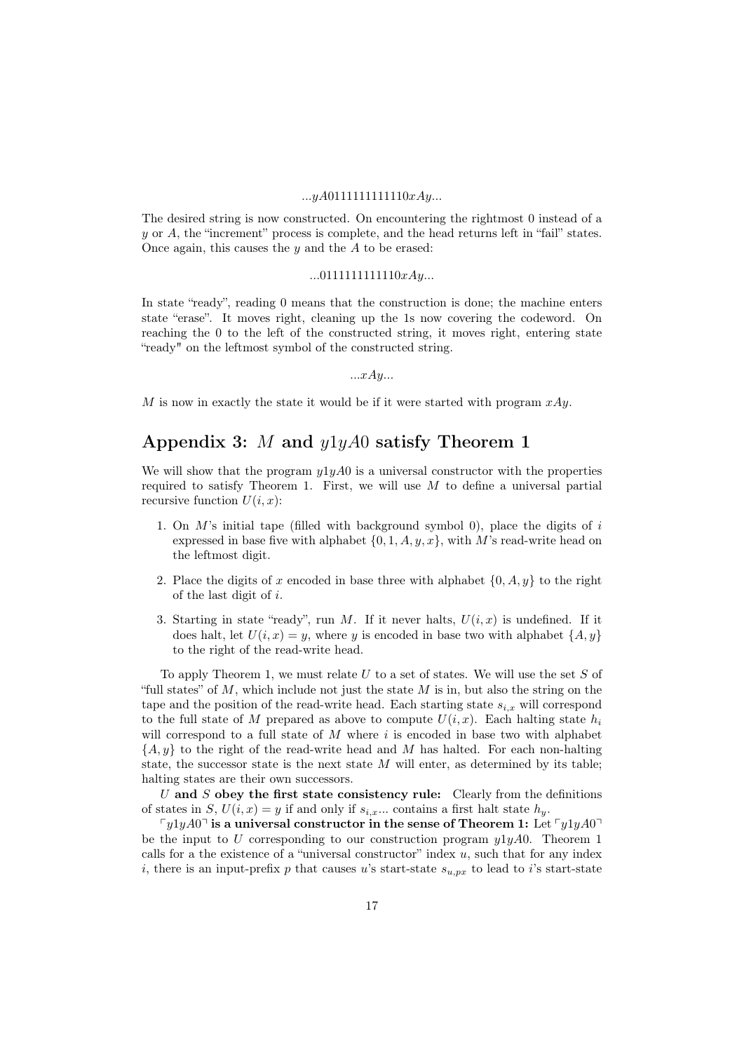$$...yA011111111110xAy...$$

The desired string is now constructed. On encountering the rightmost 0 instead of a $y$ or $A$, the "increment" process is complete, and the head returns left in "fail" states. Once again, this causes the $y$ and the $A$ to be erased:

$$...011111111110xAy...$$

In state "ready", reading 0 means that the construction is done; the machine enters state "erase". It moves right, cleaning up the 1s now covering the codeword. On reaching the 0 to the left of the constructed string, it moves right, entering state "ready" on the leftmost symbol of the constructed string.

$$...xAy...$$

$M$ is now in exactly the state it would be if it were started with program $xAy$.

## Appendix 3: $M$ and $y1yA0$ satisfy Theorem 1

We will show that the program $y1yA0$ is a universal constructor with the properties required to satisfy Theorem 1. First, we will use $M$ to define a universal partial recursive function $U(i, x)$:

1. On $M$'s initial tape (filled with background symbol 0), place the digits of $i$ expressed in base five with alphabet $\{0, 1, A, y, x\}$, with $M$'s read-write head on the leftmost digit.
2. Place the digits of $x$ encoded in base three with alphabet $\{0, A, y\}$ to the right of the last digit of $i$.
3. Starting in state "ready", run $M$. If it never halts, $U(i, x)$ is undefined. If it does halt, let $U(i, x) = y$, where $y$ is encoded in base two with alphabet $\{A, y\}$ to the right of the read-write head.

To apply Theorem 1, we must relate $U$ to a set of states. We will use the set $S$ of "full states" of $M$, which include not just the state $M$ is in, but also the string on the tape and the position of the read-write head. Each starting state $s_{i,x}$ will correspond to the full state of $M$ prepared as above to compute $U(i, x)$. Each halting state $h_i$ will correspond to a full state of $M$ where $i$ is encoded in base two with alphabet $\{A, y\}$ to the right of the read-write head and $M$ has halted. For each non-halting state, the successor state is the next state $M$ will enter, as determined by its table; halting states are their own successors.

**$U$ and $S$ obey the first state consistency rule:** Clearly from the definitions of states in $S$, $U(i, x) = y$ if and only if $s_{i,x}...$ contains a first halt state $h_y$.

**$\ulcorner y1yA0 \urcorner$ is a universal constructor in the sense of Theorem 1:** Let $\ulcorner y1yA0 \urcorner$ be the input to $U$ corresponding to our construction program $y1yA0$. Theorem 1 calls for a the existence of a "universal constructor" index $u$, such that for any index $i$, there is an input-prefix $p$ that causes $u$'s start-state $s_{u,px}$ to lead to $i$'s start-state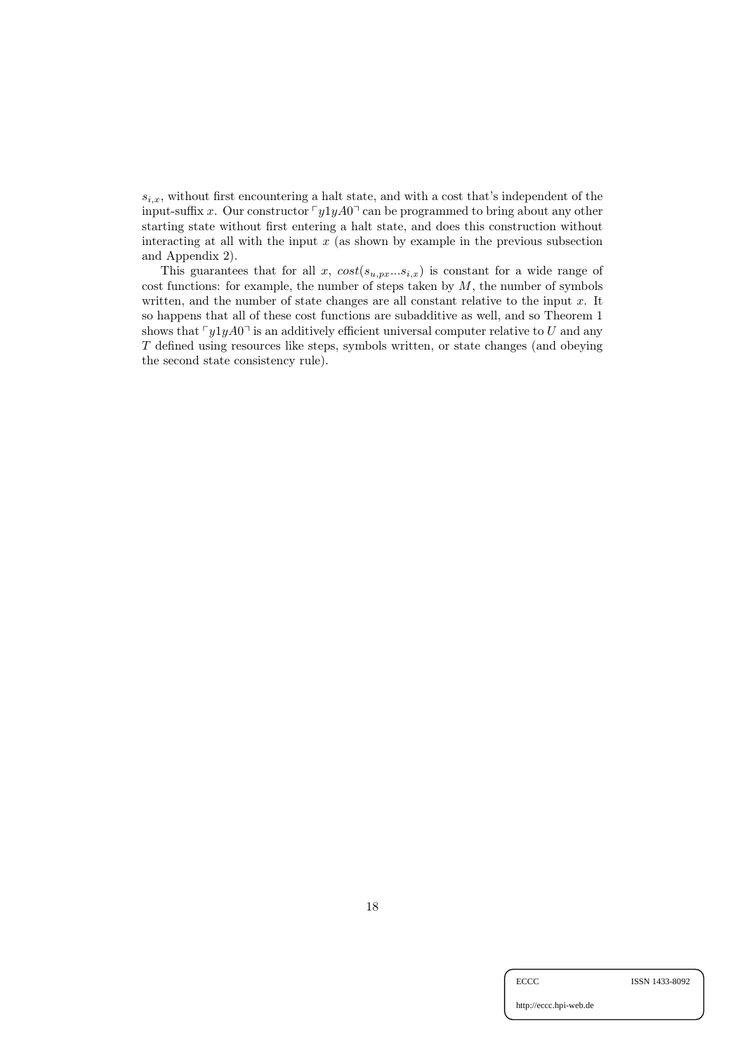$s_{i,x}$, without first encountering a halt state, and with a cost that's independent of the input-suffix $x$. Our constructor $\ulcorner y1yA0 \urcorner$ can be programmed to bring about any other starting state without first entering a halt state, and does this construction without interacting at all with the input $x$ (as shown by example in the previous subsection and Appendix 2).

This guarantees that for all $x$, $cost(s_{u,px}...s_{i,x})$ is constant for a wide range of cost functions: for example, the number of steps taken by $M$, the number of symbols written, and the number of state changes are all constant relative to the input $x$. It so happens that all of these cost functions are subadditive as well, and so Theorem 1 shows that $\ulcorner y1yA0 \urcorner$ is an additively efficient universal computer relative to $U$ and any $T$ defined using resources like steps, symbols written, or state changes (and obeying the second state consistency rule).

ECCC ISSN 1433-8092

http://eccc.hpi-web.de